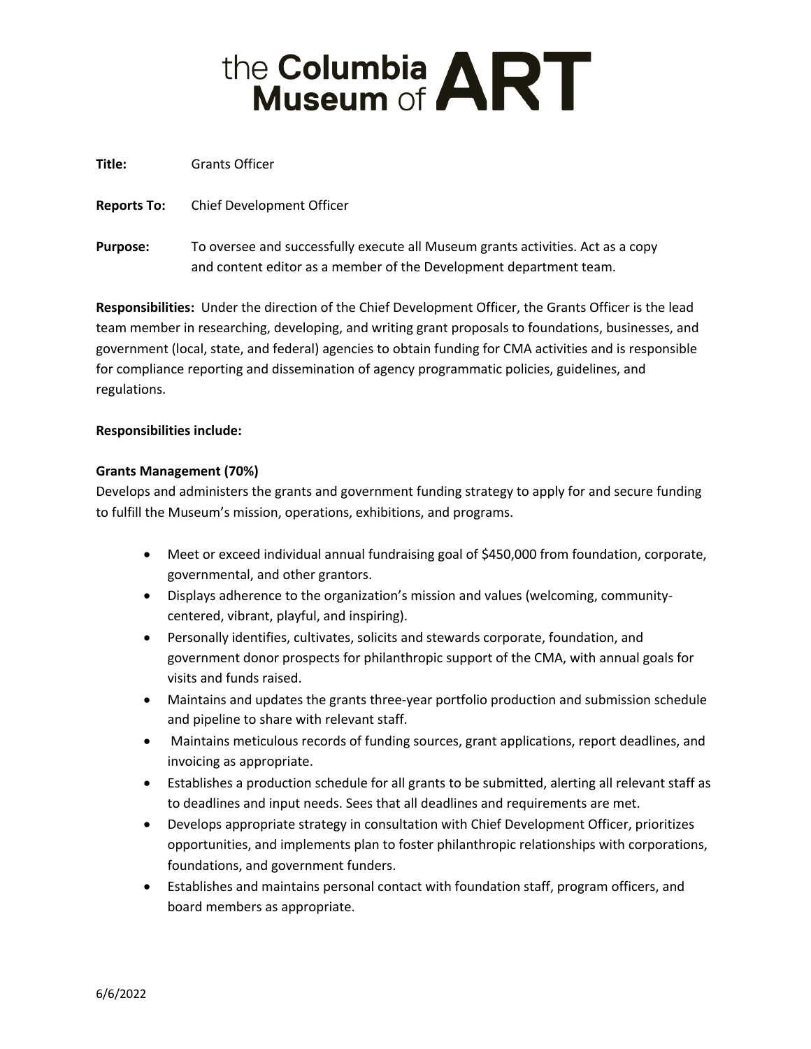# the Columbia Museum of ART

**Title:** Grants Officer

**Reports To:** Chief Development Officer

**Purpose:** To oversee and successfully execute all Museum grants activities. Act as a copy and content editor as a member of the Development department team.

**Responsibilities:** Under the direction of the Chief Development Officer, the Grants Officer is the lead team member in researching, developing, and writing grant proposals to foundations, businesses, and government (local, state, and federal) agencies to obtain funding for CMA activities and is responsible for compliance reporting and dissemination of agency programmatic policies, guidelines, and regulations.

**Responsibilities include:**

**Grants Management (70%)**

Develops and administers the grants and government funding strategy to apply for and secure funding to fulfill the Museum's mission, operations, exhibitions, and programs.

- Meet or exceed individual annual fundraising goal of $450,000 from foundation, corporate, governmental, and other grantors.
- Displays adherence to the organization's mission and values (welcoming, community-centered, vibrant, playful, and inspiring).
- Personally identifies, cultivates, solicits and stewards corporate, foundation, and government donor prospects for philanthropic support of the CMA, with annual goals for visits and funds raised.
- Maintains and updates the grants three-year portfolio production and submission schedule and pipeline to share with relevant staff.
- Maintains meticulous records of funding sources, grant applications, report deadlines, and invoicing as appropriate.
- Establishes a production schedule for all grants to be submitted, alerting all relevant staff as to deadlines and input needs. Sees that all deadlines and requirements are met.
- Develops appropriate strategy in consultation with Chief Development Officer, prioritizes opportunities, and implements plan to foster philanthropic relationships with corporations, foundations, and government funders.
- Establishes and maintains personal contact with foundation staff, program officers, and board members as appropriate.

6/6/2022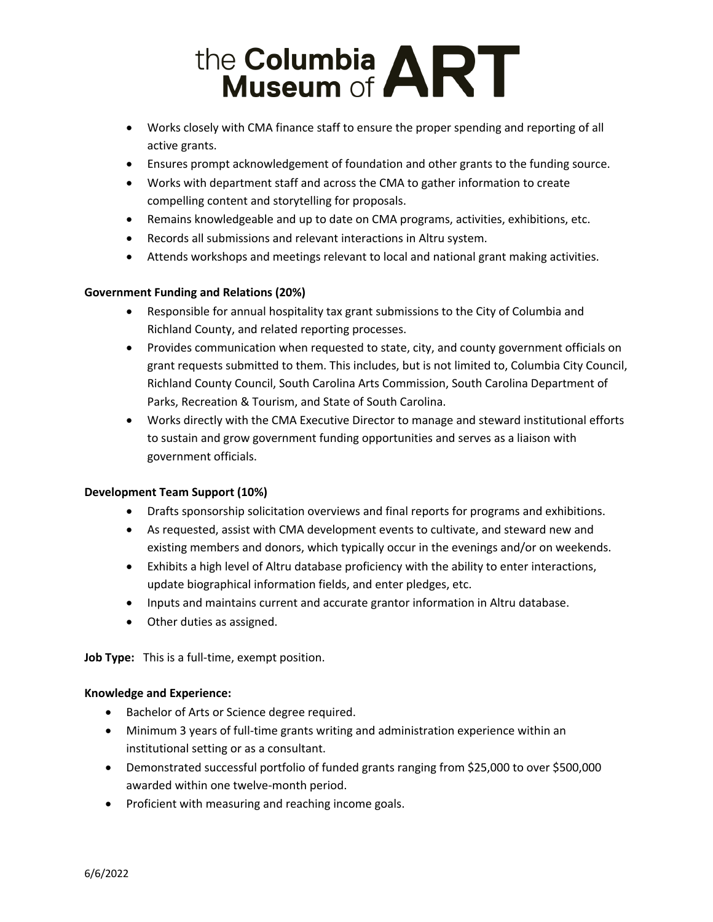- Works closely with CMA finance staff to ensure the proper spending and reporting of all active grants.
- Ensures prompt acknowledgement of foundation and other grants to the funding source.
- Works with department staff and across the CMA to gather information to create compelling content and storytelling for proposals.
- Remains knowledgeable and up to date on CMA programs, activities, exhibitions, etc.
- Records all submissions and relevant interactions in Altru system.
- Attends workshops and meetings relevant to local and national grant making activities.

**Government Funding and Relations (20%)**

- Responsible for annual hospitality tax grant submissions to the City of Columbia and Richland County, and related reporting processes.
- Provides communication when requested to state, city, and county government officials on grant requests submitted to them. This includes, but is not limited to, Columbia City Council, Richland County Council, South Carolina Arts Commission, South Carolina Department of Parks, Recreation & Tourism, and State of South Carolina.
- Works directly with the CMA Executive Director to manage and steward institutional efforts to sustain and grow government funding opportunities and serves as a liaison with government officials.

**Development Team Support (10%)**

- Drafts sponsorship solicitation overviews and final reports for programs and exhibitions.
- As requested, assist with CMA development events to cultivate, and steward new and existing members and donors, which typically occur in the evenings and/or on weekends.
- Exhibits a high level of Altru database proficiency with the ability to enter interactions, update biographical information fields, and enter pledges, etc.
- Inputs and maintains current and accurate grantor information in Altru database.
- Other duties as assigned.

**Job Type:** This is a full-time, exempt position.

**Knowledge and Experience:**

- Bachelor of Arts or Science degree required.
- Minimum 3 years of full-time grants writing and administration experience within an institutional setting or as a consultant.
- Demonstrated successful portfolio of funded grants ranging from $25,000 to over $500,000 awarded within one twelve-month period.
- Proficient with measuring and reaching income goals.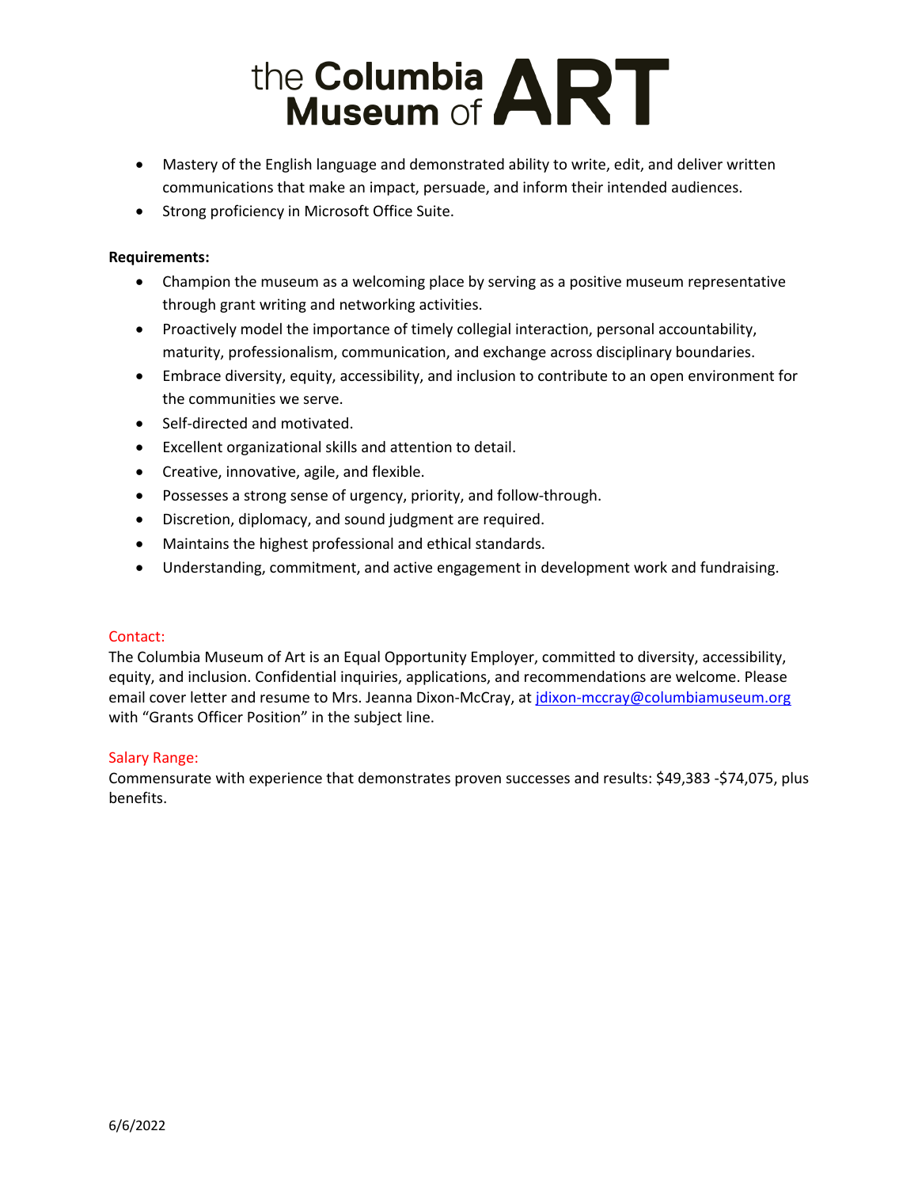- Mastery of the English language and demonstrated ability to write, edit, and deliver written communications that make an impact, persuade, and inform their intended audiences.
- Strong proficiency in Microsoft Office Suite.

**Requirements:**

- Champion the museum as a welcoming place by serving as a positive museum representative through grant writing and networking activities.
- Proactively model the importance of timely collegial interaction, personal accountability, maturity, professionalism, communication, and exchange across disciplinary boundaries.
- Embrace diversity, equity, accessibility, and inclusion to contribute to an open environment for the communities we serve.
- Self-directed and motivated.
- Excellent organizational skills and attention to detail.
- Creative, innovative, agile, and flexible.
- Possesses a strong sense of urgency, priority, and follow-through.
- Discretion, diplomacy, and sound judgment are required.
- Maintains the highest professional and ethical standards.
- Understanding, commitment, and active engagement in development work and fundraising.

Contact:

The Columbia Museum of Art is an Equal Opportunity Employer, committed to diversity, accessibility, equity, and inclusion. Confidential inquiries, applications, and recommendations are welcome. Please email cover letter and resume to Mrs. Jeanna Dixon-McCray, at jdixon-mccray@columbiamuseum.org with "Grants Officer Position" in the subject line.

Salary Range:

Commensurate with experience that demonstrates proven successes and results: $49,383 -$74,075, plus benefits.

6/6/2022